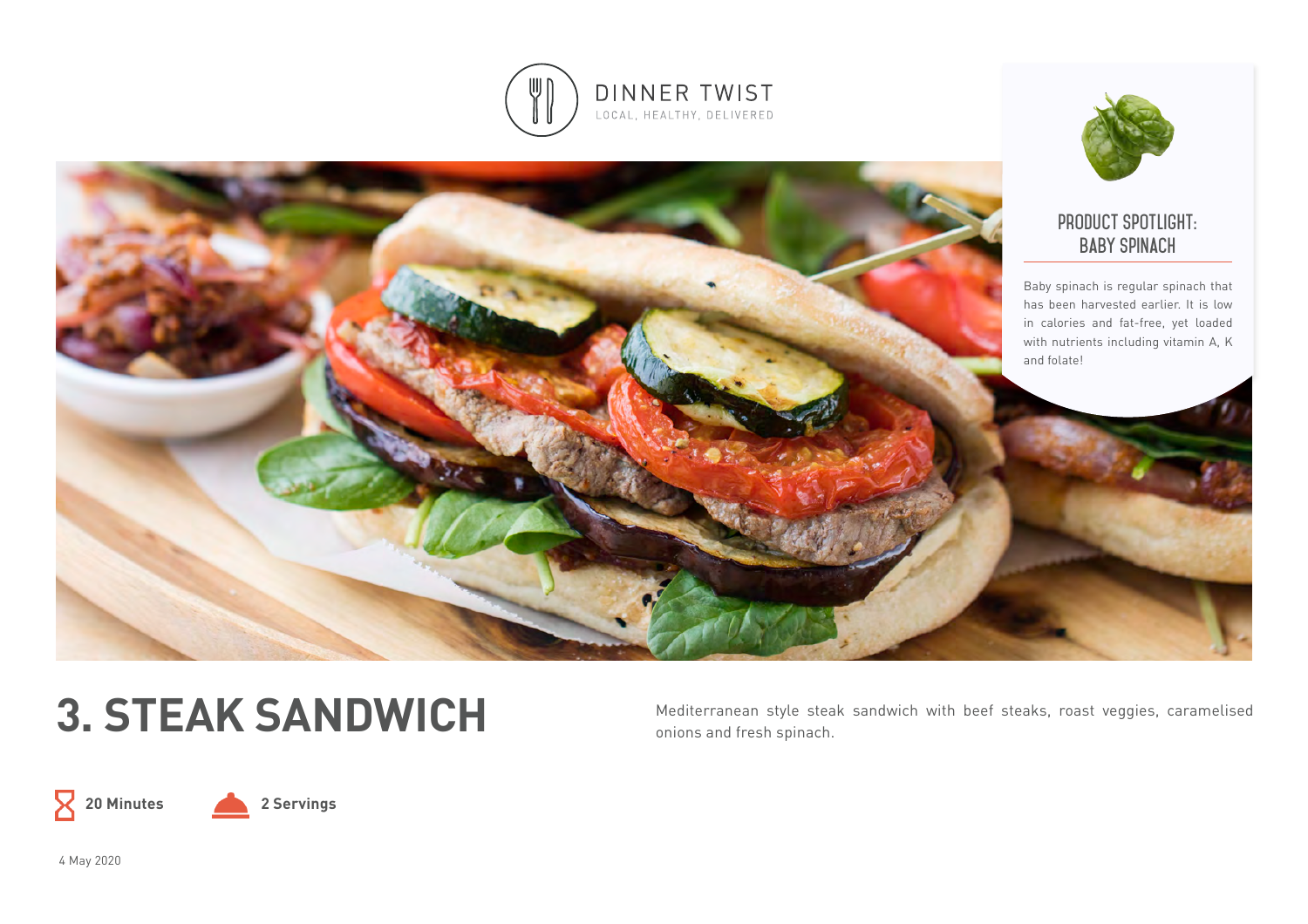DINNER TWIST
LOCAL, HEALTHY, DELIVERED

### PRODUCT SPOTLIGHT: BABY SPINACH

Baby spinach is regular spinach that has been harvested earlier. It is low in calories and fat-free, yet loaded with nutrients including vitamin A, K and folate!

# 3. STEAK SANDWICH

Mediterranean style steak sandwich with beef steaks, roast veggies, caramelised onions and fresh spinach.

**20 Minutes** **2 Servings**

4 May 2020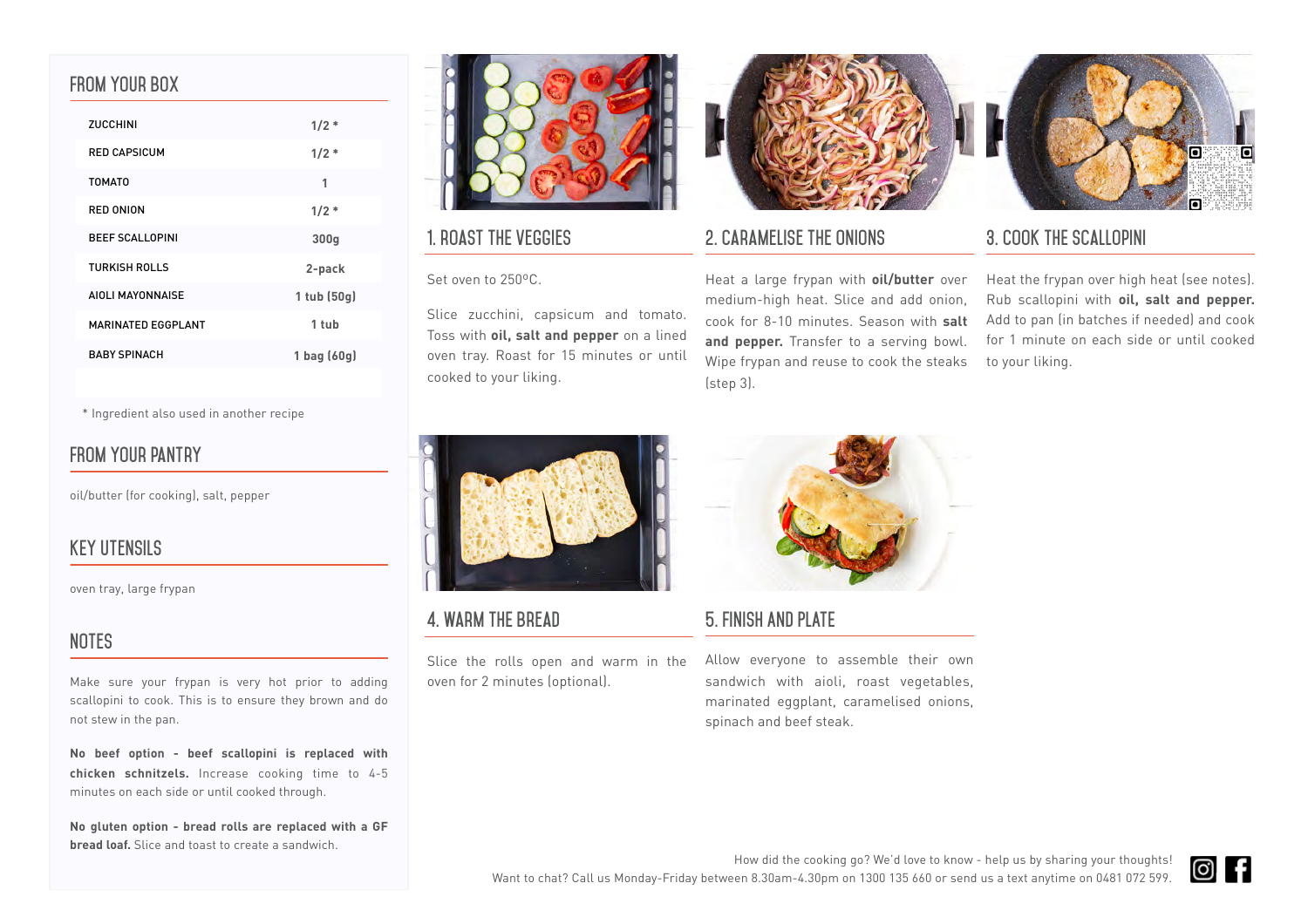## FROM YOUR BOX

| | |
|---|---|
| ZUCCHINI | 1/2 * |
| RED CAPSICUM | 1/2 * |
| TOMATO | 1 |
| RED ONION | 1/2 * |
| BEEF SCALLOPINI | 300g |
| TURKISH ROLLS | 2-pack |
| AIOLI MAYONNAISE | 1 tub (50g) |
| MARINATED EGGPLANT | 1 tub |
| BABY SPINACH | 1 bag (60g) |

* Ingredient also used in another recipe

## FROM YOUR PANTRY

oil/butter (for cooking), salt, pepper

## KEY UTENSILS

oven tray, large frypan

## NOTES

Make sure your frypan is very hot prior to adding scallopini to cook. This is to ensure they brown and do not stew in the pan.

**No beef option - beef scallopini is replaced with chicken schnitzels.** Increase cooking time to 4-5 minutes on each side or until cooked through.

**No gluten option - bread rolls are replaced with a GF bread loaf.** Slice and toast to create a sandwich.

## 1. ROAST THE VEGGIES

Set oven to 250°C.

Slice zucchini, capsicum and tomato. Toss with **oil, salt and pepper** on a lined oven tray. Roast for 15 minutes or until cooked to your liking.

## 2. CARAMELISE THE ONIONS

Heat a large frypan with **oil/butter** over medium-high heat. Slice and add onion, cook for 8-10 minutes. Season with **salt and pepper.** Transfer to a serving bowl. Wipe frypan and reuse to cook the steaks (step 3).

## 3. COOK THE SCALLOPINI

Heat the frypan over high heat (see notes). Rub scallopini with **oil, salt and pepper.** Add to pan (in batches if needed) and cook for 1 minute on each side or until cooked to your liking.

## 4. WARM THE BREAD

Slice the rolls open and warm in the oven for 2 minutes (optional).

## 5. FINISH AND PLATE

Allow everyone to assemble their own sandwich with aioli, roast vegetables, marinated eggplant, caramelised onions, spinach and beef steak.

How did the cooking go? We'd love to know - help us by sharing your thoughts!
Want to chat? Call us Monday-Friday between 8.30am-4.30pm on 1300 135 660 or send us a text anytime on 0481 072 599.